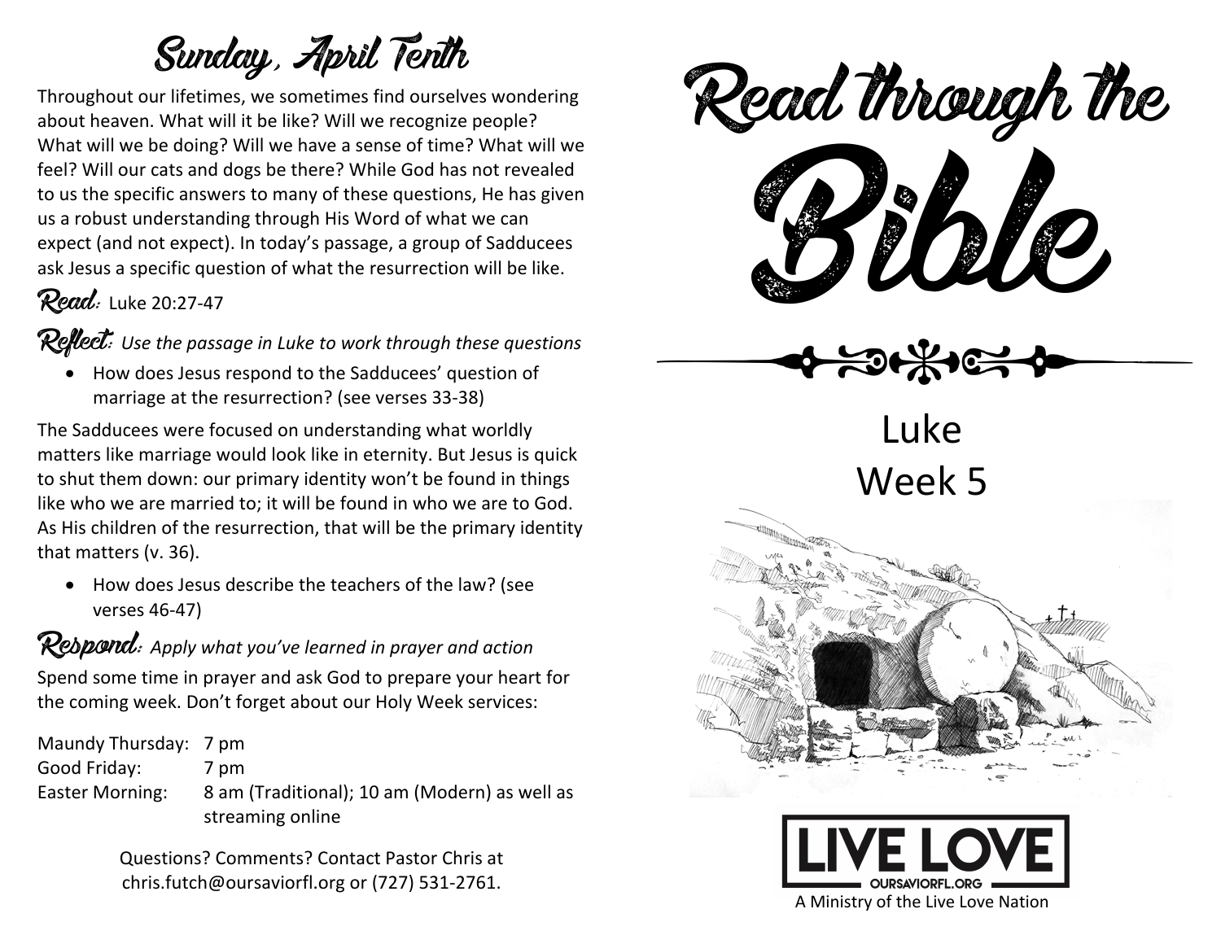## Sunday, April Tenth

Throughout our lifetimes, we sometimes find ourselves wondering about heaven. What will it be like? Will we recognize people? What will we be doing? Will we have a sense of time? What will we feel? Will our cats and dogs be there? While God has not revealed to us the specific answers to many of these questions, He has given us a robust understanding through His Word of what we can expect (and not expect). In today's passage, a group of Sadducees ask Jesus a specific question of what the resurrection will be like.

**Read:** Luke 20:27-47

**Reflect:** *Use the passage in Luke to work through these questions*

- How does Jesus respond to the Sadducees' question of marriage at the resurrection? (see verses 33-38)

The Sadducees were focused on understanding what worldly matters like marriage would look like in eternity. But Jesus is quick to shut them down: our primary identity won't be found in things like who we are married to; it will be found in who we are to God. As His children of the resurrection, that will be the primary identity that matters (v. 36).

- How does Jesus describe the teachers of the law? (see verses 46-47)

**Respond:** *Apply what you've learned in prayer and action*

Spend some time in prayer and ask God to prepare your heart for the coming week. Don't forget about our Holy Week services:

| | |
|---|---|
| Maundy Thursday: | 7 pm |
| Good Friday: | 7 pm |
| Easter Morning: | 8 am (Traditional); 10 am (Modern) as well as streaming online |

Questions? Comments? Contact Pastor Chris at chris.futch@oursaviorfl.org or (727) 531-2761.

# Read through the Bible

Luke
Week 5

LIVE LOVE
OURSAVIORFL.ORG

A Ministry of the Live Love Nation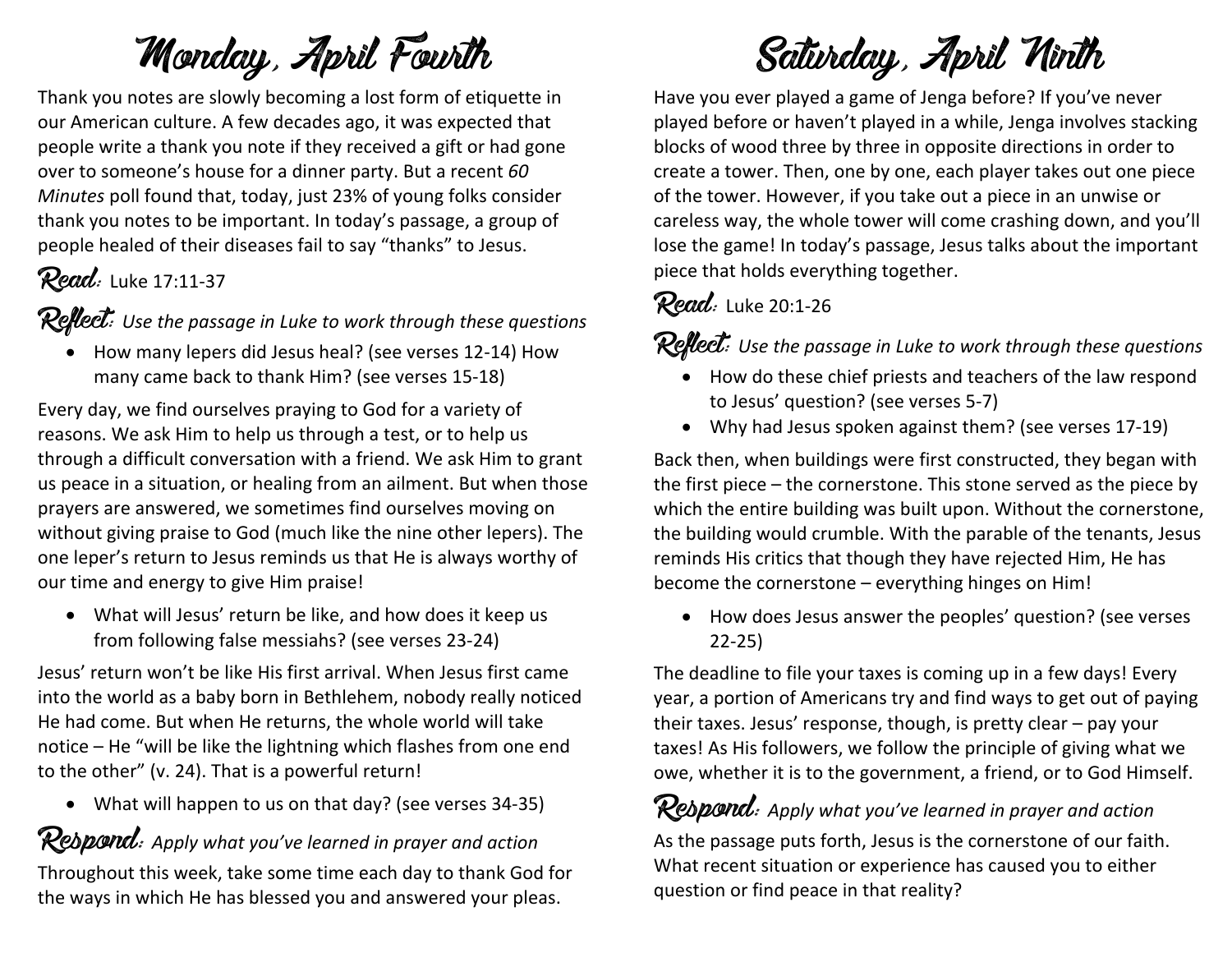# Monday, April Fourth

Thank you notes are slowly becoming a lost form of etiquette in our American culture. A few decades ago, it was expected that people write a thank you note if they received a gift or had gone over to someone's house for a dinner party. But a recent *60 Minutes* poll found that, today, just 23% of young folks consider thank you notes to be important. In today's passage, a group of people healed of their diseases fail to say "thanks" to Jesus.

**Read:** Luke 17:11-37

**Reflect:** *Use the passage in Luke to work through these questions*

- How many lepers did Jesus heal? (see verses 12-14) How many came back to thank Him? (see verses 15-18)

Every day, we find ourselves praying to God for a variety of reasons. We ask Him to help us through a test, or to help us through a difficult conversation with a friend. We ask Him to grant us peace in a situation, or healing from an ailment. But when those prayers are answered, we sometimes find ourselves moving on without giving praise to God (much like the nine other lepers). The one leper's return to Jesus reminds us that He is always worthy of our time and energy to give Him praise!

- What will Jesus' return be like, and how does it keep us from following false messiahs? (see verses 23-24)

Jesus' return won't be like His first arrival. When Jesus first came into the world as a baby born in Bethlehem, nobody really noticed He had come. But when He returns, the whole world will take notice – He "will be like the lightning which flashes from one end to the other" (v. 24). That is a powerful return!

- What will happen to us on that day? (see verses 34-35)

**Respond:** *Apply what you've learned in prayer and action*

Throughout this week, take some time each day to thank God for the ways in which He has blessed you and answered your pleas.

# Saturday, April Ninth

Have you ever played a game of Jenga before? If you've never played before or haven't played in a while, Jenga involves stacking blocks of wood three by three in opposite directions in order to create a tower. Then, one by one, each player takes out one piece of the tower. However, if you take out a piece in an unwise or careless way, the whole tower will come crashing down, and you'll lose the game! In today's passage, Jesus talks about the important piece that holds everything together.

**Read:** Luke 20:1-26

**Reflect:** *Use the passage in Luke to work through these questions*

- How do these chief priests and teachers of the law respond to Jesus' question? (see verses 5-7)
- Why had Jesus spoken against them? (see verses 17-19)

Back then, when buildings were first constructed, they began with the first piece – the cornerstone. This stone served as the piece by which the entire building was built upon. Without the cornerstone, the building would crumble. With the parable of the tenants, Jesus reminds His critics that though they have rejected Him, He has become the cornerstone – everything hinges on Him!

- How does Jesus answer the peoples' question? (see verses 22-25)

The deadline to file your taxes is coming up in a few days! Every year, a portion of Americans try and find ways to get out of paying their taxes. Jesus' response, though, is pretty clear – pay your taxes! As His followers, we follow the principle of giving what we owe, whether it is to the government, a friend, or to God Himself.

**Respond:** *Apply what you've learned in prayer and action*

As the passage puts forth, Jesus is the cornerstone of our faith. What recent situation or experience has caused you to either question or find peace in that reality?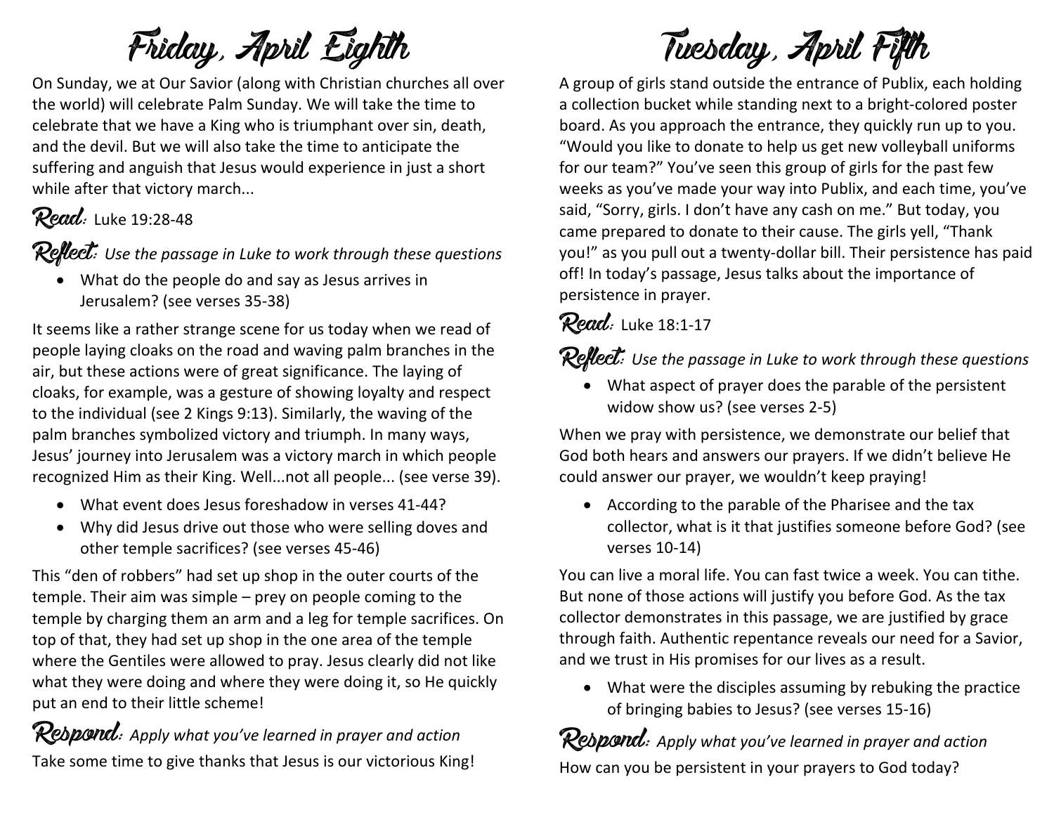# Friday, April Eighth

On Sunday, we at Our Savior (along with Christian churches all over the world) will celebrate Palm Sunday. We will take the time to celebrate that we have a King who is triumphant over sin, death, and the devil. But we will also take the time to anticipate the suffering and anguish that Jesus would experience in just a short while after that victory march...

**Read:** Luke 19:28-48

**Reflect:** *Use the passage in Luke to work through these questions*

- What do the people do and say as Jesus arrives in Jerusalem? (see verses 35-38)

It seems like a rather strange scene for us today when we read of people laying cloaks on the road and waving palm branches in the air, but these actions were of great significance. The laying of cloaks, for example, was a gesture of showing loyalty and respect to the individual (see 2 Kings 9:13). Similarly, the waving of the palm branches symbolized victory and triumph. In many ways, Jesus' journey into Jerusalem was a victory march in which people recognized Him as their King. Well...not all people... (see verse 39).

- What event does Jesus foreshadow in verses 41-44?
- Why did Jesus drive out those who were selling doves and other temple sacrifices? (see verses 45-46)

This "den of robbers" had set up shop in the outer courts of the temple. Their aim was simple – prey on people coming to the temple by charging them an arm and a leg for temple sacrifices. On top of that, they had set up shop in the one area of the temple where the Gentiles were allowed to pray. Jesus clearly did not like what they were doing and where they were doing it, so He quickly put an end to their little scheme!

**Respond:** *Apply what you've learned in prayer and action*

Take some time to give thanks that Jesus is our victorious King!

# Tuesday, April Fifth

A group of girls stand outside the entrance of Publix, each holding a collection bucket while standing next to a bright-colored poster board. As you approach the entrance, they quickly run up to you. "Would you like to donate to help us get new volleyball uniforms for our team?" You've seen this group of girls for the past few weeks as you've made your way into Publix, and each time, you've said, "Sorry, girls. I don't have any cash on me." But today, you came prepared to donate to their cause. The girls yell, "Thank you!" as you pull out a twenty-dollar bill. Their persistence has paid off! In today's passage, Jesus talks about the importance of persistence in prayer.

**Read:** Luke 18:1-17

**Reflect:** *Use the passage in Luke to work through these questions*

- What aspect of prayer does the parable of the persistent widow show us? (see verses 2-5)

When we pray with persistence, we demonstrate our belief that God both hears and answers our prayers. If we didn't believe He could answer our prayer, we wouldn't keep praying!

- According to the parable of the Pharisee and the tax collector, what is it that justifies someone before God? (see verses 10-14)

You can live a moral life. You can fast twice a week. You can tithe. But none of those actions will justify you before God. As the tax collector demonstrates in this passage, we are justified by grace through faith. Authentic repentance reveals our need for a Savior, and we trust in His promises for our lives as a result.

- What were the disciples assuming by rebuking the practice of bringing babies to Jesus? (see verses 15-16)

**Respond:** *Apply what you've learned in prayer and action*

How can you be persistent in your prayers to God today?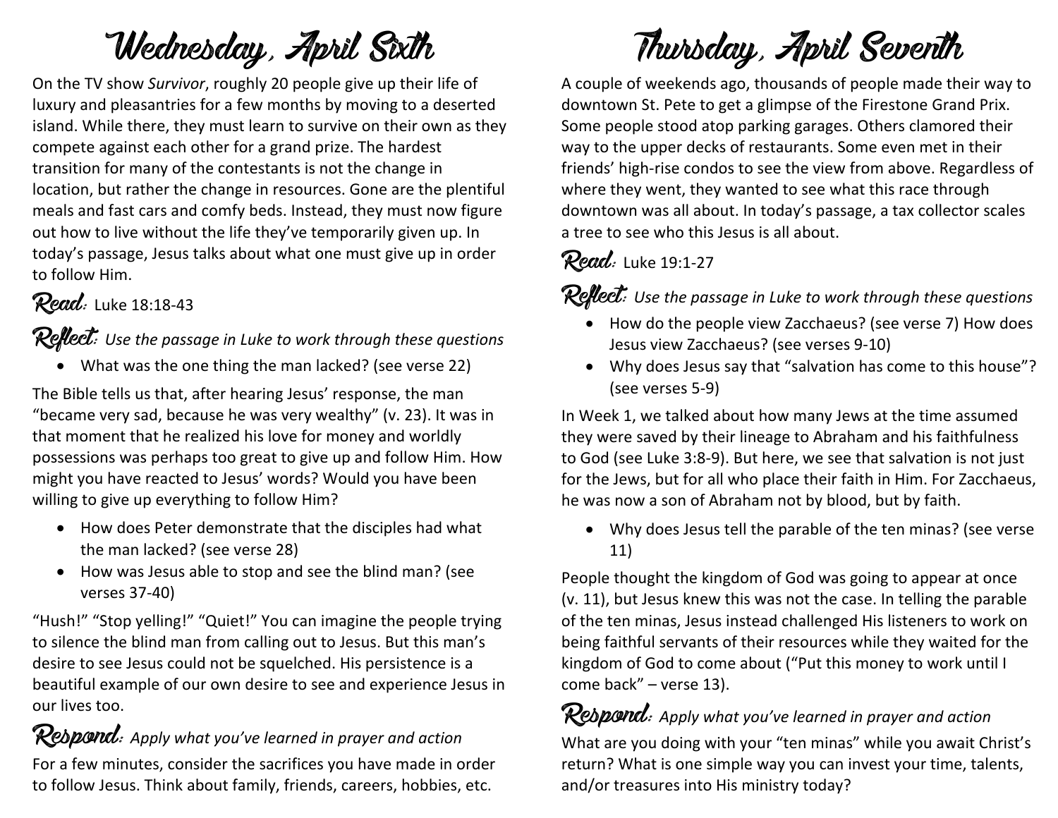# Wednesday, April Sixth

On the TV show *Survivor*, roughly 20 people give up their life of luxury and pleasantries for a few months by moving to a deserted island. While there, they must learn to survive on their own as they compete against each other for a grand prize. The hardest transition for many of the contestants is not the change in location, but rather the change in resources. Gone are the plentiful meals and fast cars and comfy beds. Instead, they must now figure out how to live without the life they've temporarily given up. In today's passage, Jesus talks about what one must give up in order to follow Him.

**Read:** Luke 18:18-43

**Reflect:** *Use the passage in Luke to work through these questions*

- What was the one thing the man lacked? (see verse 22)

The Bible tells us that, after hearing Jesus' response, the man "became very sad, because he was very wealthy" (v. 23). It was in that moment that he realized his love for money and worldly possessions was perhaps too great to give up and follow Him. How might you have reacted to Jesus' words? Would you have been willing to give up everything to follow Him?

- How does Peter demonstrate that the disciples had what the man lacked? (see verse 28)
- How was Jesus able to stop and see the blind man? (see verses 37-40)

"Hush!" "Stop yelling!" "Quiet!" You can imagine the people trying to silence the blind man from calling out to Jesus. But this man's desire to see Jesus could not be squelched. His persistence is a beautiful example of our own desire to see and experience Jesus in our lives too.

**Respond:** *Apply what you've learned in prayer and action*

For a few minutes, consider the sacrifices you have made in order to follow Jesus. Think about family, friends, careers, hobbies, etc.

# Thursday, April Seventh

A couple of weekends ago, thousands of people made their way to downtown St. Pete to get a glimpse of the Firestone Grand Prix. Some people stood atop parking garages. Others clamored their way to the upper decks of restaurants. Some even met in their friends' high-rise condos to see the view from above. Regardless of where they went, they wanted to see what this race through downtown was all about. In today's passage, a tax collector scales a tree to see who this Jesus is all about.

**Read:** Luke 19:1-27

**Reflect:** *Use the passage in Luke to work through these questions*

- How do the people view Zacchaeus? (see verse 7) How does Jesus view Zacchaeus? (see verses 9-10)
- Why does Jesus say that "salvation has come to this house"? (see verses 5-9)

In Week 1, we talked about how many Jews at the time assumed they were saved by their lineage to Abraham and his faithfulness to God (see Luke 3:8-9). But here, we see that salvation is not just for the Jews, but for all who place their faith in Him. For Zacchaeus, he was now a son of Abraham not by blood, but by faith.

- Why does Jesus tell the parable of the ten minas? (see verse 11)

People thought the kingdom of God was going to appear at once (v. 11), but Jesus knew this was not the case. In telling the parable of the ten minas, Jesus instead challenged His listeners to work on being faithful servants of their resources while they waited for the kingdom of God to come about ("Put this money to work until I come back" – verse 13).

**Respond:** *Apply what you've learned in prayer and action*

What are you doing with your "ten minas" while you await Christ's return? What is one simple way you can invest your time, talents, and/or treasures into His ministry today?